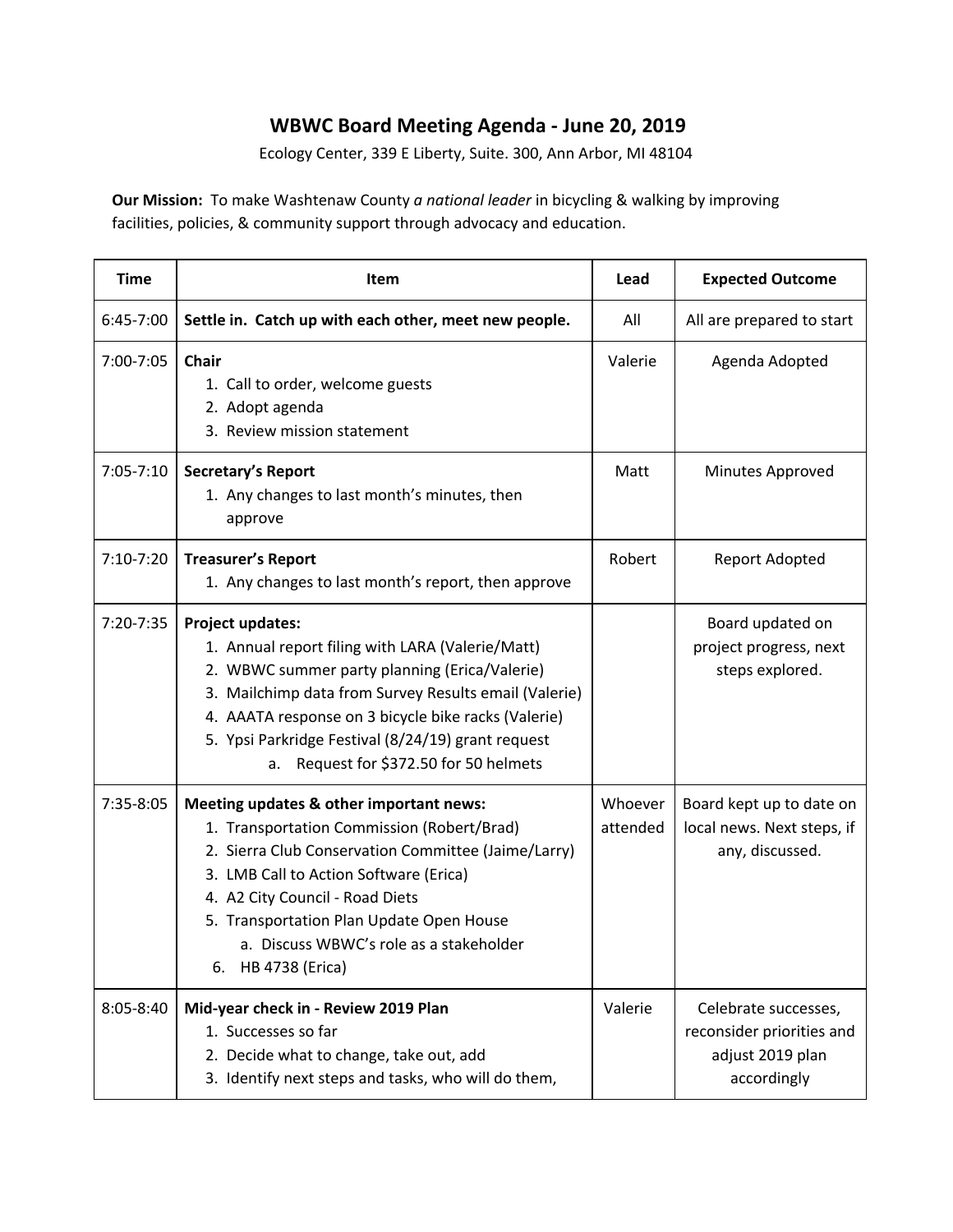# WBWC Board Meeting Agenda - June 20, 2019

Ecology Center, 339 E Liberty, Suite. 300, Ann Arbor, MI 48104

**Our Mission:** To make Washtenaw County *a national leader* in bicycling & walking by improving facilities, policies, & community support through advocacy and education.

| Time | Item | Lead | Expected Outcome |
|---|---|---|---|
| 6:45-7:00 | **Settle in. Catch up with each other, meet new people.** | All | All are prepared to start |
| 7:00-7:05 | **Chair**<br>1. Call to order, welcome guests<br>2. Adopt agenda<br>3. Review mission statement | Valerie | Agenda Adopted |
| 7:05-7:10 | **Secretary's Report**<br>1. Any changes to last month's minutes, then approve | Matt | Minutes Approved |
| 7:10-7:20 | **Treasurer's Report**<br>1. Any changes to last month's report, then approve | Robert | Report Adopted |
| 7:20-7:35 | **Project updates:**<br>1. Annual report filing with LARA (Valerie/Matt)<br>2. WBWC summer party planning (Erica/Valerie)<br>3. Mailchimp data from Survey Results email (Valerie)<br>4. AAATA response on 3 bicycle bike racks (Valerie)<br>5. Ypsi Parkridge Festival (8/24/19) grant request<br>a. Request for $372.50 for 50 helmets | | Board updated on project progress, next steps explored. |
| 7:35-8:05 | **Meeting updates & other important news:**<br>1. Transportation Commission (Robert/Brad)<br>2. Sierra Club Conservation Committee (Jaime/Larry)<br>3. LMB Call to Action Software (Erica)<br>4. A2 City Council - Road Diets<br>5. Transportation Plan Update Open House<br>a. Discuss WBWC's role as a stakeholder<br>6. HB 4738 (Erica) | Whoever attended | Board kept up to date on local news. Next steps, if any, discussed. |
| 8:05-8:40 | **Mid-year check in - Review 2019 Plan**<br>1. Successes so far<br>2. Decide what to change, take out, add<br>3. Identify next steps and tasks, who will do them, | Valerie | Celebrate successes, reconsider priorities and adjust 2019 plan accordingly |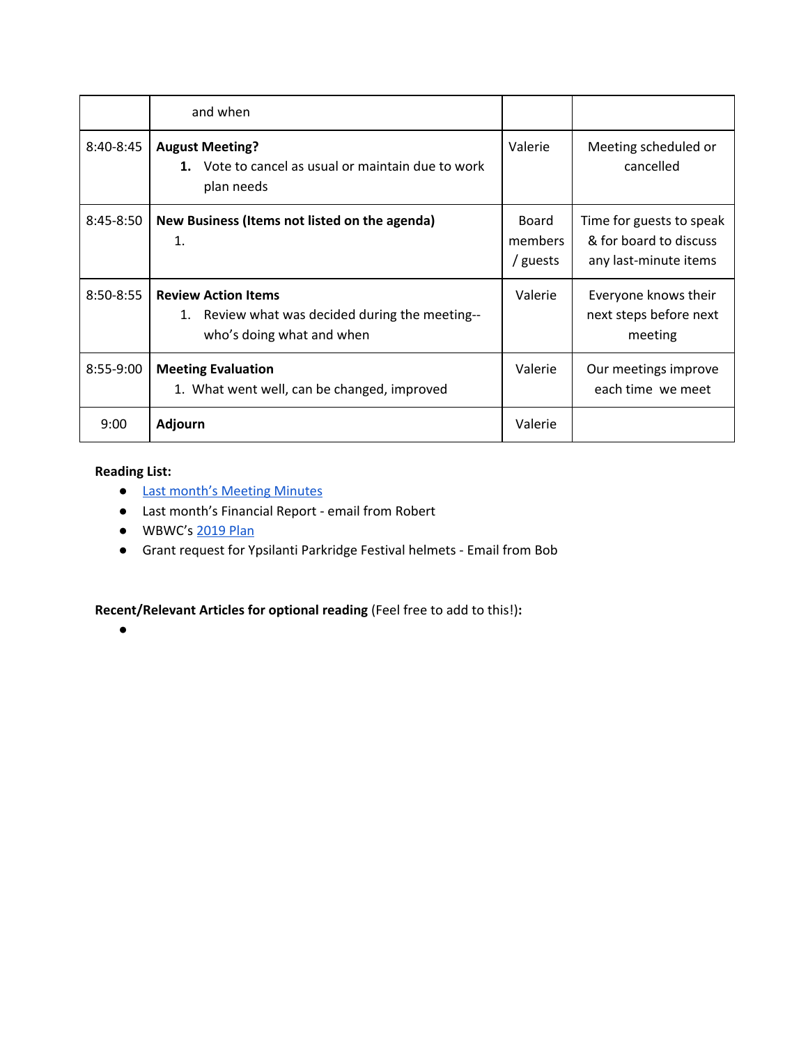| | | | |
|---|---|---|---|
| | and when | | |
| 8:40-8:45 | **August Meeting?**<br>**1.** Vote to cancel as usual or maintain due to work plan needs | Valerie | Meeting scheduled or cancelled |
| 8:45-8:50 | **New Business (Items not listed on the agenda)**<br>1. | Board members / guests | Time for guests to speak & for board to discuss any last-minute items |
| 8:50-8:55 | **Review Action Items**<br>1. Review what was decided during the meeting-- who's doing what and when | Valerie | Everyone knows their next steps before next meeting |
| 8:55-9:00 | **Meeting Evaluation**<br>1. What went well, can be changed, improved | Valerie | Our meetings improve each time we meet |
| 9:00 | **Adjourn** | Valerie | |

**Reading List:**

- Last month's Meeting Minutes
- Last month's Financial Report - email from Robert
- WBWC's 2019 Plan
- Grant request for Ypsilanti Parkridge Festival helmets - Email from Bob

**Recent/Relevant Articles for optional reading** (Feel free to add to this!)**:**

-